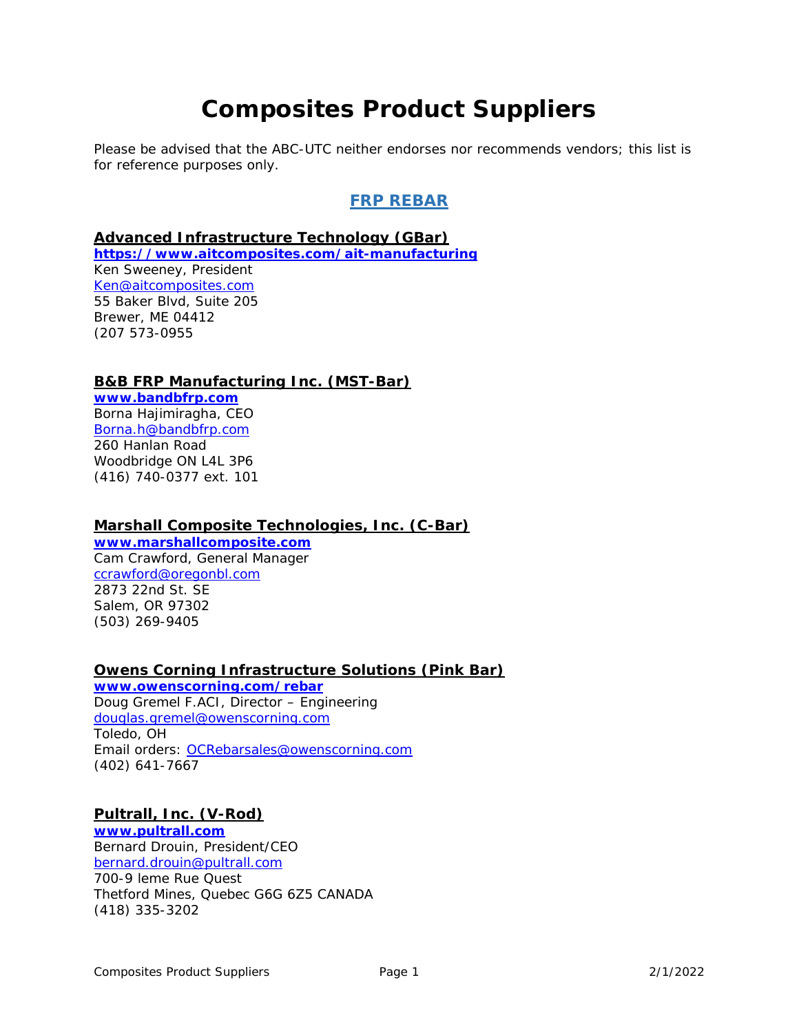# Composites Product Suppliers

Please be advised that the ABC-UTC neither endorses nor recommends vendors; this list is for reference purposes only.

## FRP REBAR

### Advanced Infrastructure Technology (GBar)

**https://www.aitcomposites.com/ait-manufacturing**
Ken Sweeney, President
Ken@aitcomposites.com
55 Baker Blvd, Suite 205
Brewer, ME 04412
(207 573-0955

### B&B FRP Manufacturing Inc. (MST-Bar)

**www.bandbfrp.com**
Borna Hajimiragha, CEO
Borna.h@bandbfrp.com
260 Hanlan Road
Woodbridge ON L4L 3P6
(416) 740-0377 ext. 101

### Marshall Composite Technologies, Inc. (C-Bar)

**www.marshallcomposite.com**
Cam Crawford, General Manager
ccrawford@oregonbl.com
2873 22nd St. SE
Salem, OR 97302
(503) 269-9405

### Owens Corning Infrastructure Solutions (Pink Bar)

**www.owenscorning.com/rebar**
Doug Gremel F.ACI, Director – Engineering
douglas.gremel@owenscorning.com
Toledo, OH
Email orders: OCRebarsales@owenscorning.com
(402) 641-7667

### Pultrall, Inc. (V-Rod)

**www.pultrall.com**
Bernard Drouin, President/CEO
bernard.drouin@pultrall.com
700-9 leme Rue Ouest
Thetford Mines, Quebec G6G 6Z5 CANADA
(418) 335-3202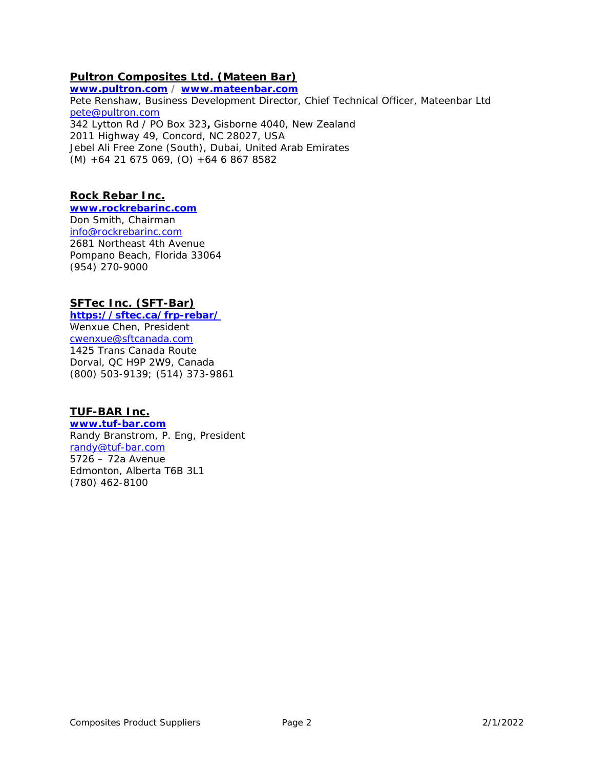### Pultron Composites Ltd. (Mateen Bar)

**www.pultron.com** / **www.mateenbar.com**
Pete Renshaw, Business Development Director, Chief Technical Officer, Mateenbar Ltd
pete@pultron.com
342 Lytton Rd / PO Box 323**,** Gisborne 4040, New Zealand
2011 Highway 49, Concord, NC 28027, USA
Jebel Ali Free Zone (South), Dubai, United Arab Emirates
(M) +64 21 675 069, (O) +64 6 867 8582

### Rock Rebar Inc.

**www.rockrebarinc.com**
Don Smith, Chairman
info@rockrebarinc.com
2681 Northeast 4th Avenue
Pompano Beach, Florida 33064
(954) 270-9000

### SFTec Inc. (SFT-Bar)

**https://sftec.ca/frp-rebar/**
Wenxue Chen, President
cwenxue@sftcanada.com
1425 Trans Canada Route
Dorval, QC H9P 2W9, Canada
(800) 503-9139; (514) 373-9861

### TUF-BAR Inc.

**www.tuf-bar.com**
Randy Branstrom, P. Eng, President
randy@tuf-bar.com
5726 – 72a Avenue
Edmonton, Alberta T6B 3L1
(780) 462-8100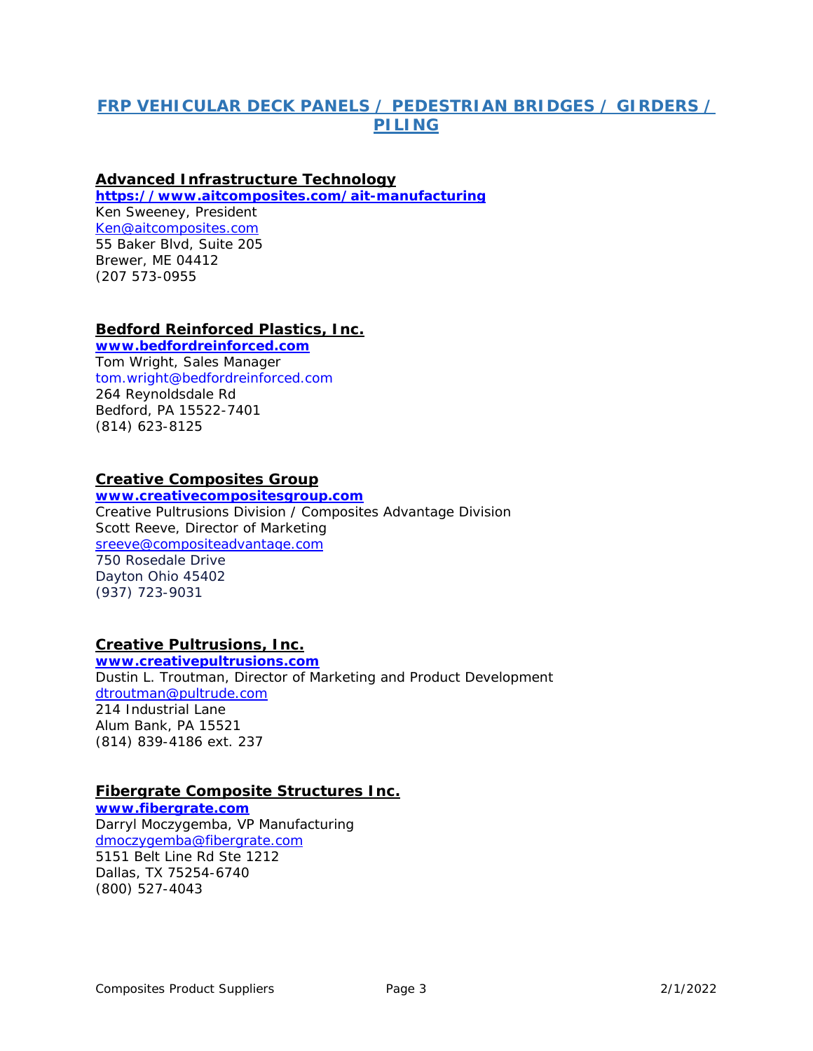## FRP VEHICULAR DECK PANELS / PEDESTRIAN BRIDGES / GIRDERS / PILING

### Advanced Infrastructure Technology

**https://www.aitcomposites.com/ait-manufacturing**
Ken Sweeney, President
Ken@aitcomposites.com
55 Baker Blvd, Suite 205
Brewer, ME 04412
(207 573-0955

### Bedford Reinforced Plastics, Inc.

**www.bedfordreinforced.com**
Tom Wright, Sales Manager
tom.wright@bedfordreinforced.com
264 Reynoldsdale Rd
Bedford, PA 15522-7401
(814) 623-8125

### Creative Composites Group

**www.creativecompositesgroup.com**
Creative Pultrusions Division / Composites Advantage Division
Scott Reeve, Director of Marketing
sreeve@compositeadvantage.com
750 Rosedale Drive
Dayton Ohio 45402
(937) 723-9031

### Creative Pultrusions, Inc.

**www.creativepultrusions.com**
Dustin L. Troutman, Director of Marketing and Product Development
dtroutman@pultrude.com
214 Industrial Lane
Alum Bank, PA 15521
(814) 839-4186 ext. 237

### Fibergrate Composite Structures Inc.

**www.fibergrate.com**
Darryl Moczygemba, VP Manufacturing
dmoczygemba@fibergrate.com
5151 Belt Line Rd Ste 1212
Dallas, TX 75254-6740
(800) 527-4043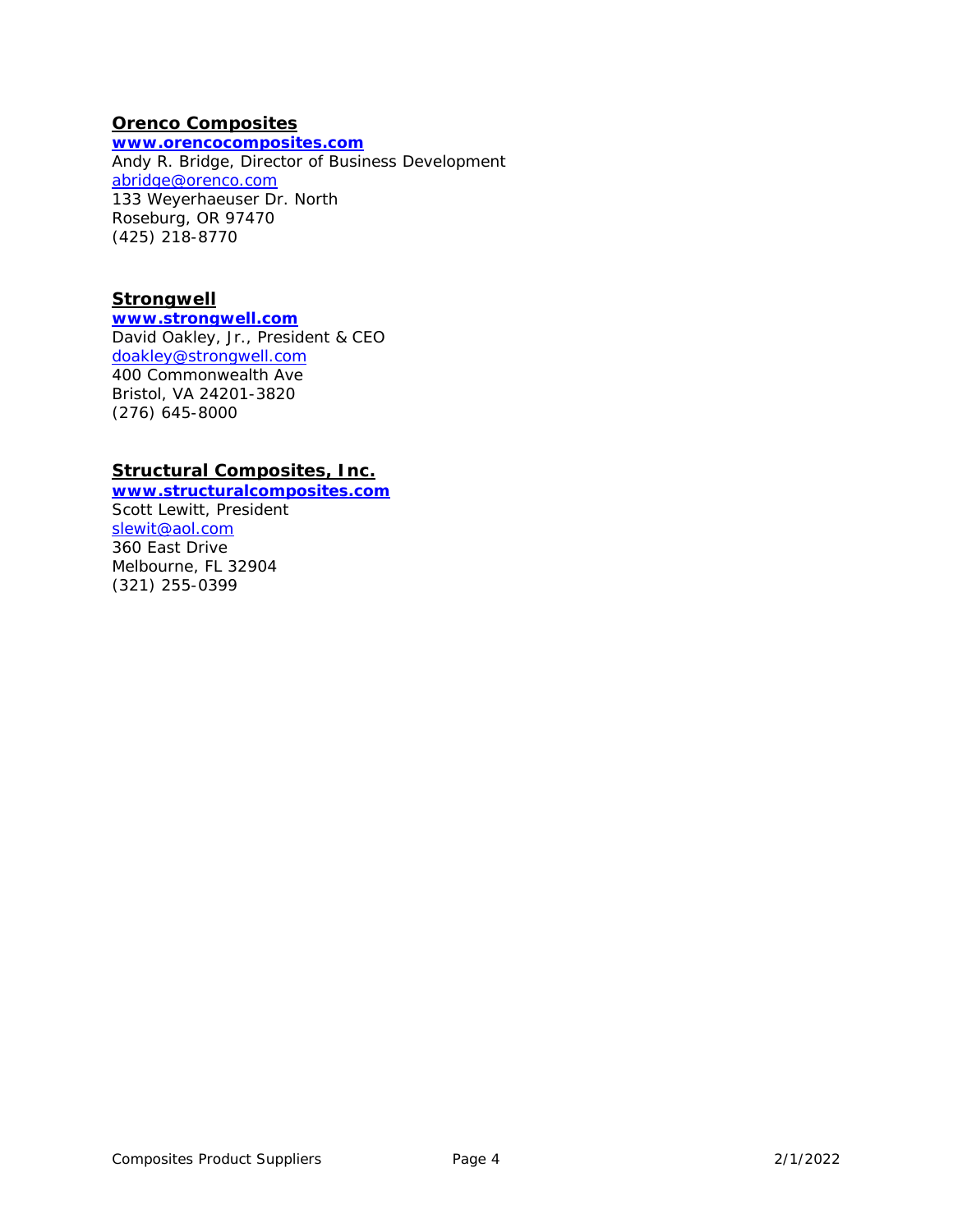## Orenco Composites

**www.orencocomposites.com**
Andy R. Bridge, Director of Business Development
abridge@orenco.com
133 Weyerhaeuser Dr. North
Roseburg, OR 97470
(425) 218-8770

## Strongwell

**www.strongwell.com**
David Oakley, Jr., President & CEO
doakley@strongwell.com
400 Commonwealth Ave
Bristol, VA 24201-3820
(276) 645-8000

## Structural Composites, Inc.

**www.structuralcomposites.com**
Scott Lewitt, President
slewit@aol.com
360 East Drive
Melbourne, FL 32904
(321) 255-0399